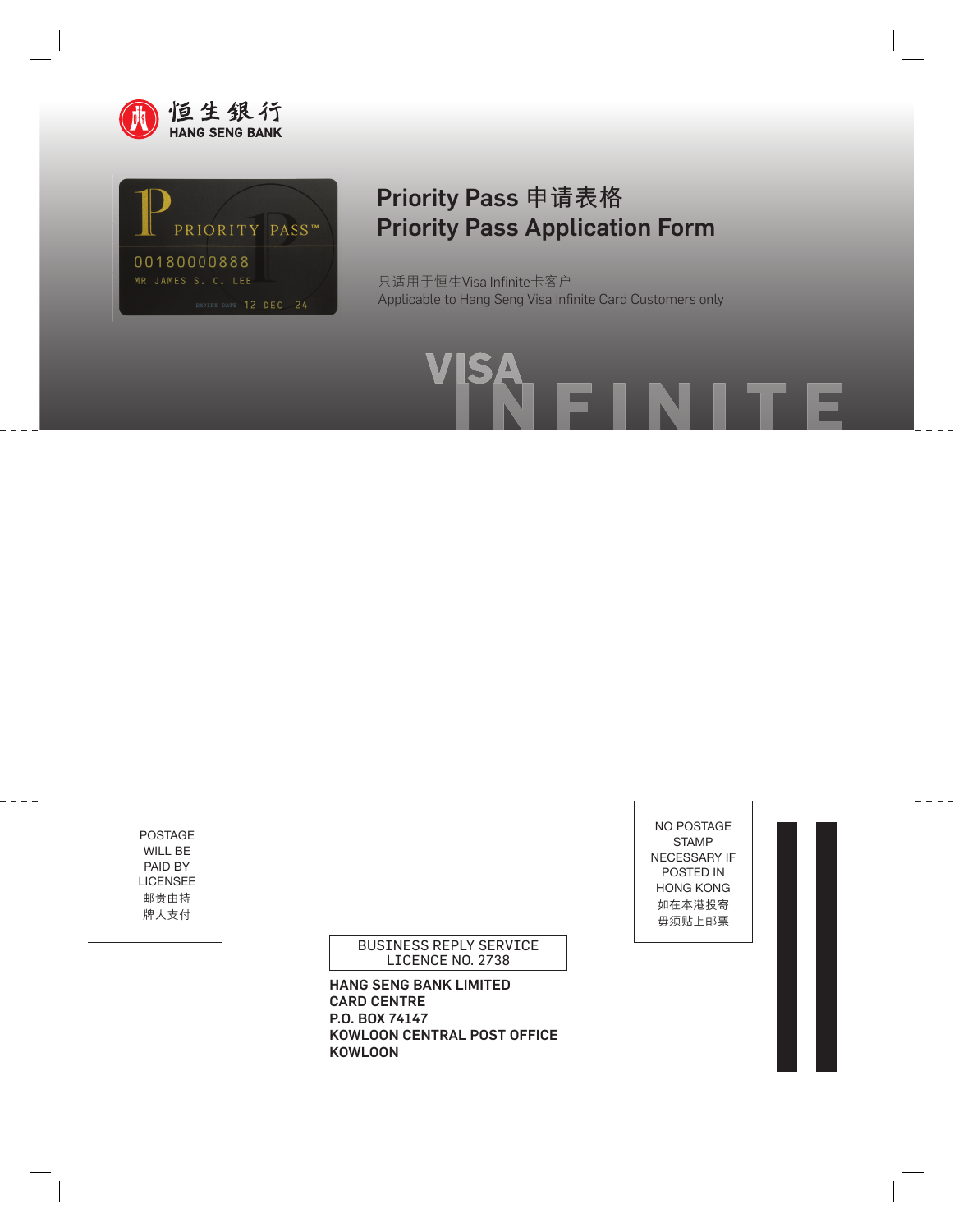恒生銀行
HANG SENG BANK

# Priority Pass 申请表格
# Priority Pass Application Form

只适用于恒生Visa Infinite卡客户
Applicable to Hang Seng Visa Infinite Card Customers only

VISA INFINITE

POSTAGE WILL BE PAID BY LICENSEE
邮费由持牌人支付

BUSINESS REPLY SERVICE
LICENCE NO. 2738

**HANG SENG BANK LIMITED**
**CARD CENTRE**
**P.O. BOX 74147**
**KOWLOON CENTRAL POST OFFICE**
**KOWLOON**

NO POSTAGE STAMP NECESSARY IF POSTED IN HONG KONG
如在本港投寄毋须贴上邮票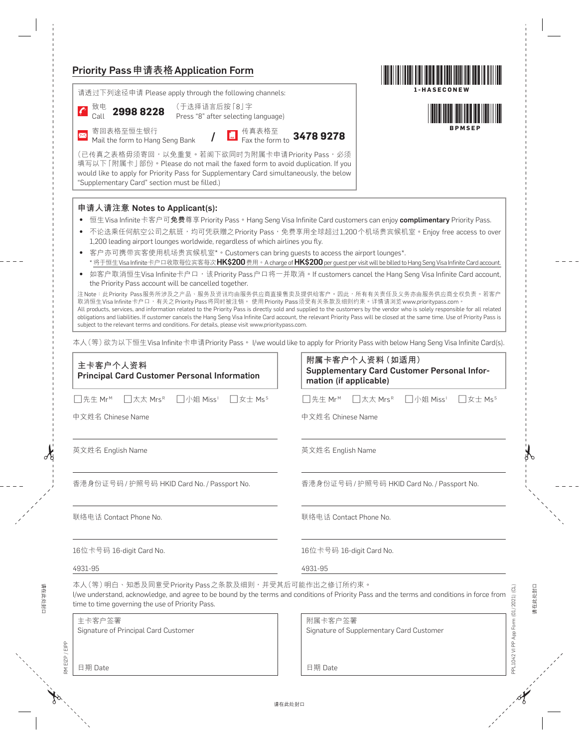## Priority Pass申请表格 Application Form

1-HASECONEW

BPMSEP

请透过下列途径申请 Please apply through the following channels:

致电 Call **2998 8228** （于选择语言后按「8」字 Press "8" after selecting language)

寄回表格至恒生银行 Mail the form to Hang Seng Bank / 传真表格至 Fax the form to **3478 9278**

（已传真之表格毋须寄回，以免重复。若阁下欲同时为附属卡申请Priority Pass，必须填写以下「附属卡」部份。Please do not mail the faxed form to avoid duplication. If you would like to apply for Priority Pass for Supplementary Card simultaneously, the below "Supplementary Card" section must be filled.)

### 申请人请注意 Notes to Applicant(s):

- 恒生Visa Infinite卡客户可**免费**尊享 Priority Pass。Hang Seng Visa Infinite Card customers can enjoy **complimentary** Priority Pass.
- 不论选乘任何航空公司之航班，均可凭获赠之Priority Pass，免费享用全球超过1,200个机场贵宾候机室。Enjoy free access to over 1,200 leading airport lounges worldwide, regardless of which airlines you fly.
- 客户亦可携带宾客使用机场贵宾候机室*。Customers can bring guests to access the airport lounges*.
  * 将于恒生Visa Infinite卡户口收取每位宾客每次**HK$200**费用。A charge of **HK$200** per guest per visit will be billed to Hang Seng Visa Infinite Card account.
- 如客户取消恒生Visa Infinite卡户口，该Priority Pass户口将一并取消。If customers cancel the Hang Seng Visa Infinite Card account, the Priority Pass account will be cancelled together.

注 Note：此Priority Pass服务所涉及之产品、服务及资讯均由服务供应商直接售卖及提供给客户。因此，所有有关责任及义务亦由服务供应商全权负责。若客户取消恒生Visa Infinite卡户口，有关之Priority Pass将同时被注销。使用Priority Pass须受有关条款及细则约束。详情请浏览www.prioritypass.com。
All products, services, and information related to the Priority Pass is directly sold and supplied to the customers by the vendor who is solely responsible for all related obligations and liabilities. If customer cancels the Hang Seng Visa Infinite Card account, the relevant Priority Pass will be closed at the same time. Use of Priority Pass is subject to the relevant terms and conditions. For details, please visit www.prioritypass.com.

本人（等）欲为以下恒生Visa Infinite卡申请Priority Pass。 I/we would like to apply for Priority Pass with below Hang Seng Visa Infinite Card(s).

| 主卡客户个人资料 Principal Card Customer Personal Information | 附属卡客户个人资料（如适用） Supplementary Card Customer Personal Information (if applicable) |
|---|---|
| ☐先生 Mr[M] ☐太太 Mrs[R] ☐小姐 Miss[I] ☐女士 Ms[S] | ☐先生 Mr[M] ☐太太 Mrs[R] ☐小姐 Miss[I] ☐女士 Ms[S] |
| 中文姓名 Chinese Name | 中文姓名 Chinese Name |
| 英文姓名 English Name | 英文姓名 English Name |
| 香港身份证号码 / 护照号码 HKID Card No. / Passport No. | 香港身份证号码 / 护照号码 HKID Card No. / Passport No. |
| 联络电话 Contact Phone No. | 联络电话 Contact Phone No. |
| 16位卡号码 16-digit Card No. 4931-95 | 16位卡号码 16-digit Card No. 4931-95 |

本人（等）明白、知悉及同意受Priority Pass之条款及细则，并受其后可能作出之修订所约束。
I/we understand, acknowledge, and agree to be bound by the terms and conditions of Priority Pass and the terms and conditions in force from time to time governing the use of Priority Pass.

| 主卡客户签署 Signature of Principal Card Customer | 附属卡客户签署 Signature of Supplementary Card Customer |
|---|---|
| 日期 Date | 日期 Date |

RM EIZP / EIPP

PPL1042 VI PP App Form (01/2021) (CL)

请在此处封口